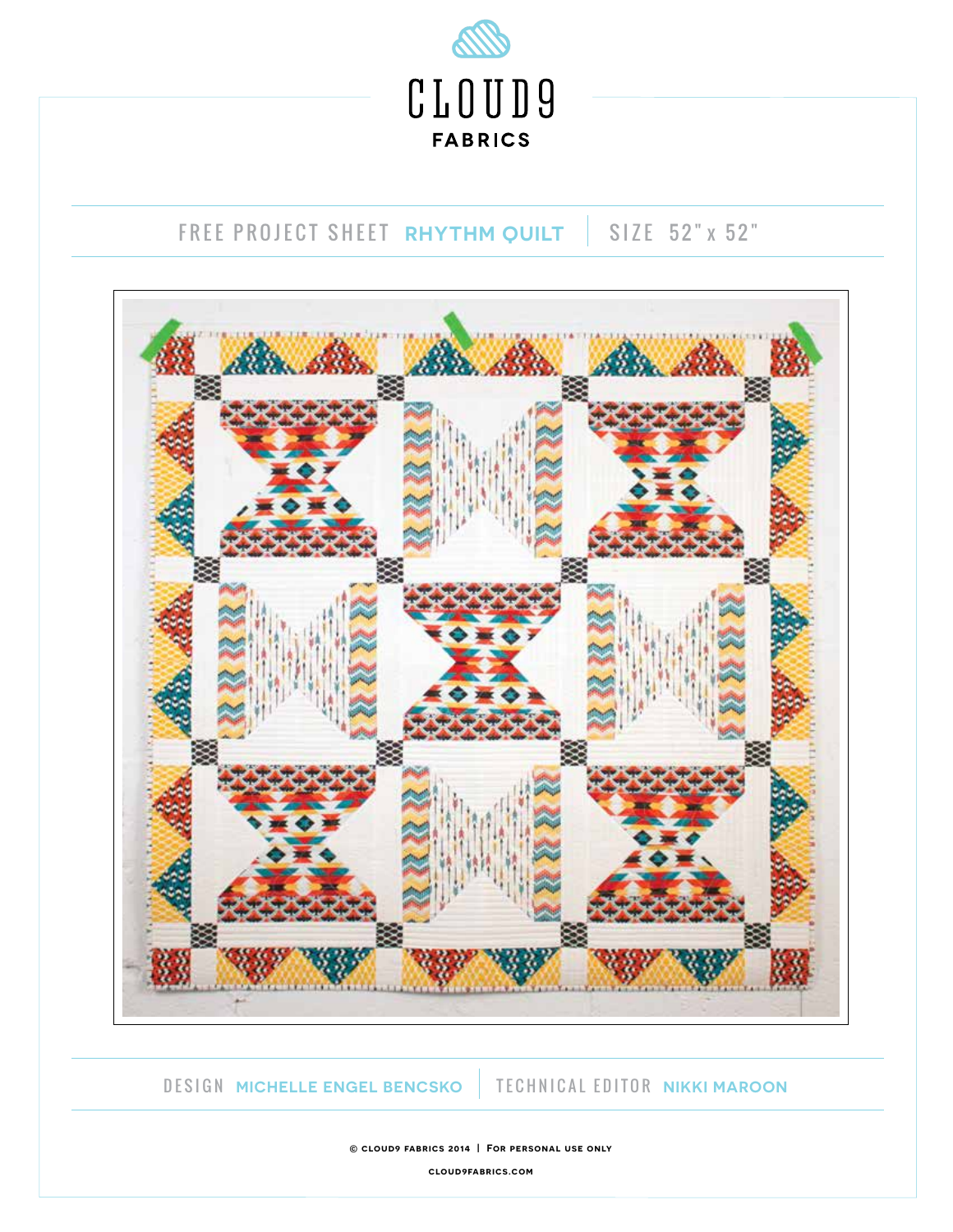CLOUD9

FABRICS

FREE PROJECT SHEET **RHYTHM QUILT** | SIZE 52" x 52"

DESIGN **MICHELLE ENGEL BENCSKO** | TECHNICAL EDITOR **NIKKI MAROON**

© CLOUD9 FABRICS 2014 | FOR PERSONAL USE ONLY

CLOUD9FABRICS.COM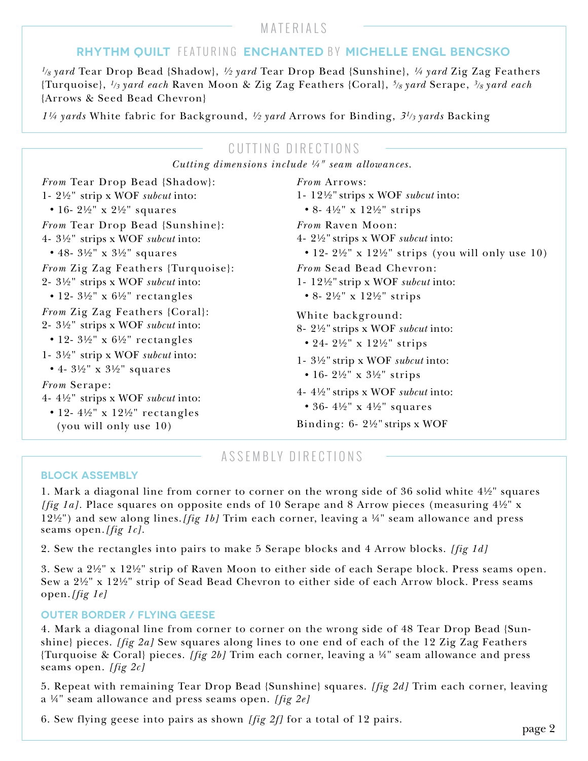## MATERIALS

### RHYTHM QUILT FEATURING ENCHANTED BY MICHELLE ENGL BENCSKO

*1/8 yard* Tear Drop Bead {Shadow}, *½ yard* Tear Drop Bead {Sunshine}, *¼ yard* Zig Zag Feathers {Turquoise}, *1/3 yard each* Raven Moon & Zig Zag Feathers {Coral}, *5/8 yard* Serape, *3/8 yard each* {Arrows & Seed Bead Chevron}

*1¼ yards* White fabric for Background, *½ yard* Arrows for Binding, *3 1/3 yards* Backing

## CUTTING DIRECTIONS

*Cutting dimensions include ¼" seam allowances.*

*From* Tear Drop Bead {Shadow}:
1- 2½" strip x WOF *subcut* into:
- 16- 2½" x 2½" squares

*From* Tear Drop Bead {Sunshine}:
4- 3½" strips x WOF *subcut* into:
- 48- 3½" x 3½" squares

*From* Zig Zag Feathers {Turquoise}:
2- 3½" strips x WOF *subcut* into:
- 12- 3½" x 6½" rectangles

*From* Zig Zag Feathers {Coral}:
2- 3½" strips x WOF *subcut* into:
- 12- 3½" x 6½" rectangles

1- 3½" strip x WOF *subcut* into:
- 4- 3½" x 3½" squares

*From* Serape:
4- 4½" strips x WOF *subcut* into:
- 12- 4½" x 12½" rectangles (you will only use 10)

*From* Arrows:
1- 12½" strips x WOF *subcut* into:
- 8- 4½" x 12½" strips

*From* Raven Moon:
4- 2½" strips x WOF *subcut* into:
- 12- 2½" x 12½" strips (you will only use 10)

*From* Sead Bead Chevron:
1- 12½" strip x WOF *subcut* into:
- 8- 2½" x 12½" strips

White background:
8- 2½" strips x WOF *subcut* into:
- 24- 2½" x 12½" strips

1- 3½" strip x WOF *subcut* into:
- 16- 2½" x 3½" strips

4- 4½" strips x WOF *subcut* into:
- 36- 4½" x 4½" squares

Binding: 6- 2½" strips x WOF

## ASSEMBLY DIRECTIONS

### BLOCK ASSEMBLY

1. Mark a diagonal line from corner to corner on the wrong side of 36 solid white 4½" squares *[fig 1a]*. Place squares on opposite ends of 10 Serape and 8 Arrow pieces (measuring 4½" x 12½") and sew along lines. *[fig 1b]* Trim each corner, leaving a ¼" seam allowance and press seams open. *[fig 1c]*.

2. Sew the rectangles into pairs to make 5 Serape blocks and 4 Arrow blocks. *[fig 1d]*

3. Sew a 2½" x 12½" strip of Raven Moon to either side of each Serape block. Press seams open. Sew a 2½" x 12½" strip of Sead Bead Chevron to either side of each Arrow block. Press seams open. *[fig 1e]*

### OUTER BORDER / FLYING GEESE

4. Mark a diagonal line from corner to corner on the wrong side of 48 Tear Drop Bead {Sunshine} pieces. *[fig 2a]* Sew squares along lines to one end of each of the 12 Zig Zag Feathers {Turquoise & Coral} pieces. *[fig 2b]* Trim each corner, leaving a ¼" seam allowance and press seams open. *[fig 2c]*

5. Repeat with remaining Tear Drop Bead {Sunshine} squares. *[fig 2d]* Trim each corner, leaving a ¼" seam allowance and press seams open. *[fig 2e]*

6. Sew flying geese into pairs as shown *[fig 2f]* for a total of 12 pairs.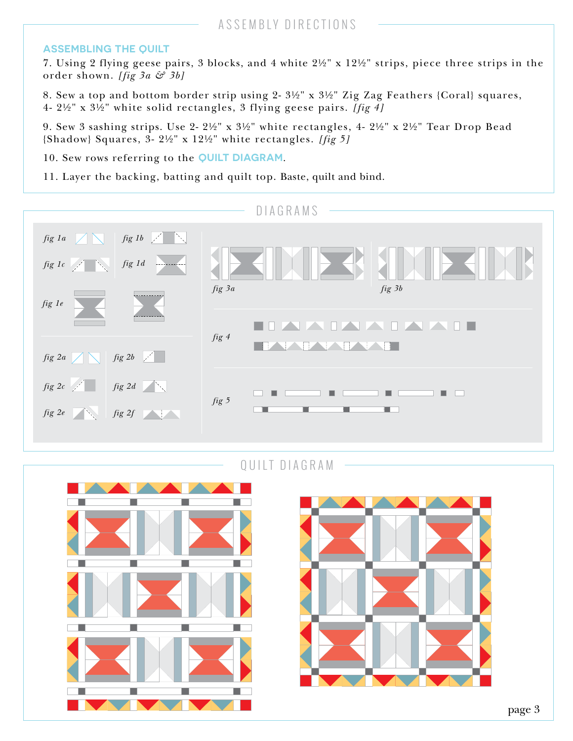## ASSEMBLY DIRECTIONS

### ASSEMBLING THE QUILT

7. Using 2 flying geese pairs, 3 blocks, and 4 white 2½" x 12½" strips, piece three strips in the order shown. *[fig 3a & 3b]*

8. Sew a top and bottom border strip using 2- 3½" x 3½" Zig Zag Feathers {Coral} squares, 4- 2½" x 3½" white solid rectangles, 3 flying geese pairs. *[fig 4]*

9. Sew 3 sashing strips. Use 2- 2½" x 3½" white rectangles, 4- 2½" x 2½" Tear Drop Bead {Shadow} Squares, 3- 2½" x 12½" white rectangles. *[fig 5]*

10. Sew rows referring to the **QUILT DIAGRAM**.

11. Layer the backing, batting and quilt top. Baste, quilt and bind.

## DIAGRAMS

*fig 1a*

*fig 1b*

*fig 1c*

*fig 1d*

*fig 1e*

*fig 2a*

*fig 2b*

*fig 2c*

*fig 2d*

*fig 2e*

*fig 2f*

*fig 3a*

*fig 3b*

*fig 4*

*fig 5*

## QUILT DIAGRAM